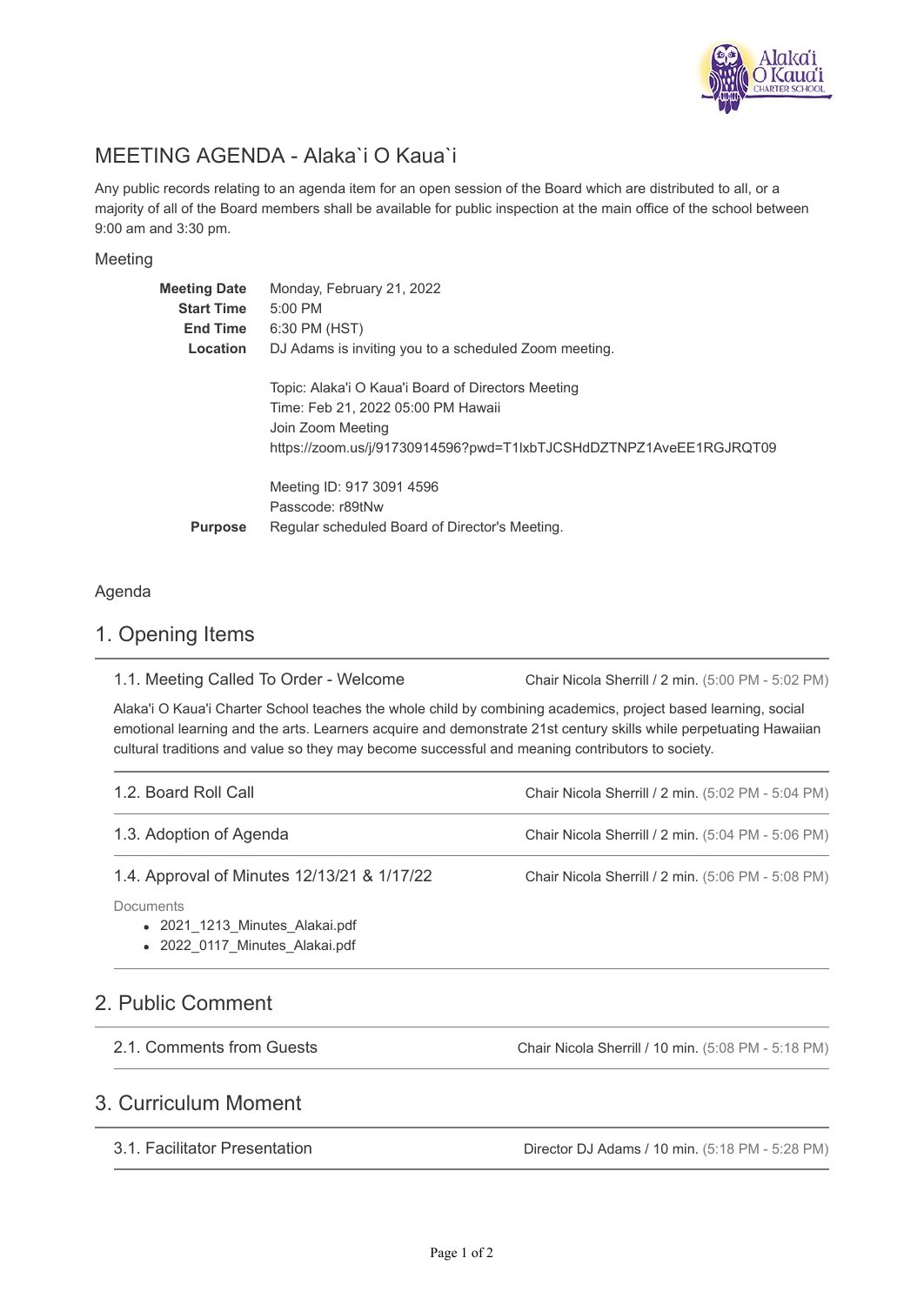# MEETING AGENDA - Alaka`i O Kaua`i

Any public records relating to an agenda item for an open session of the Board which are distributed to all, or a majority of all of the Board members shall be available for public inspection at the main office of the school between 9:00 am and 3:30 pm.

## Meeting

**Meeting Date** Monday, February 21, 2022

**Start Time** 5:00 PM

**End Time** 6:30 PM (HST)

**Location** DJ Adams is inviting you to a scheduled Zoom meeting.

Topic: Alaka'i O Kaua'i Board of Directors Meeting
Time: Feb 21, 2022 05:00 PM Hawaii
Join Zoom Meeting
https://zoom.us/j/91730914596?pwd=T1lxbTJCSHdDZTNPZ1AveEE1RGJRQT09

Meeting ID: 917 3091 4596
Passcode: r89tNw

**Purpose** Regular scheduled Board of Director's Meeting.

## Agenda

## 1. Opening Items

### 1.1. Meeting Called To Order - Welcome

Chair Nicola Sherrill / 2 min. (5:00 PM - 5:02 PM)

Alaka'i O Kaua'i Charter School teaches the whole child by combining academics, project based learning, social emotional learning and the arts. Learners acquire and demonstrate 21st century skills while perpetuating Hawaiian cultural traditions and value so they may become successful and meaning contributors to society.

### 1.2. Board Roll Call

Chair Nicola Sherrill / 2 min. (5:02 PM - 5:04 PM)

### 1.3. Adoption of Agenda

Chair Nicola Sherrill / 2 min. (5:04 PM - 5:06 PM)

### 1.4. Approval of Minutes 12/13/21 & 1/17/22

Chair Nicola Sherrill / 2 min. (5:06 PM - 5:08 PM)

Documents

- 2021_1213_Minutes_Alakai.pdf
- 2022_0117_Minutes_Alakai.pdf

## 2. Public Comment

### 2.1. Comments from Guests

Chair Nicola Sherrill / 10 min. (5:08 PM - 5:18 PM)

## 3. Curriculum Moment

### 3.1. Facilitator Presentation

Director DJ Adams / 10 min. (5:18 PM - 5:28 PM)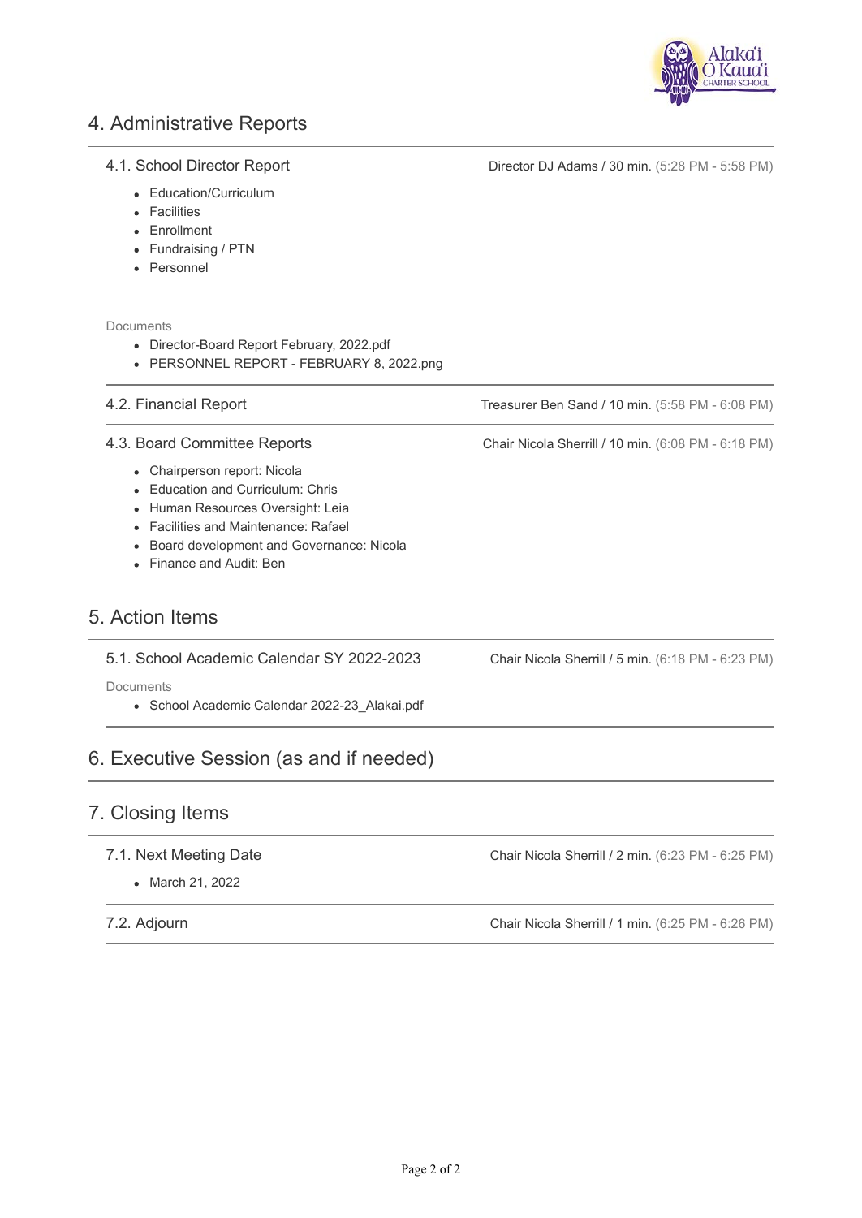## 4. Administrative Reports

### 4.1. School Director Report

Director DJ Adams / 30 min. (5:28 PM - 5:58 PM)

- Education/Curriculum
- Facilities
- Enrollment
- Fundraising / PTN
- Personnel

Documents

- Director-Board Report February, 2022.pdf
- PERSONNEL REPORT - FEBRUARY 8, 2022.png

### 4.2. Financial Report

Treasurer Ben Sand / 10 min. (5:58 PM - 6:08 PM)

### 4.3. Board Committee Reports

Chair Nicola Sherrill / 10 min. (6:08 PM - 6:18 PM)

- Chairperson report: Nicola
- Education and Curriculum: Chris
- Human Resources Oversight: Leia
- Facilities and Maintenance: Rafael
- Board development and Governance: Nicola
- Finance and Audit: Ben

## 5. Action Items

### 5.1. School Academic Calendar SY 2022-2023

Chair Nicola Sherrill / 5 min. (6:18 PM - 6:23 PM)

Documents

- School Academic Calendar 2022-23_Alakai.pdf

## 6. Executive Session (as and if needed)

## 7. Closing Items

### 7.1. Next Meeting Date

Chair Nicola Sherrill / 2 min. (6:23 PM - 6:25 PM)

- March 21, 2022

### 7.2. Adjourn

Chair Nicola Sherrill / 1 min. (6:25 PM - 6:26 PM)